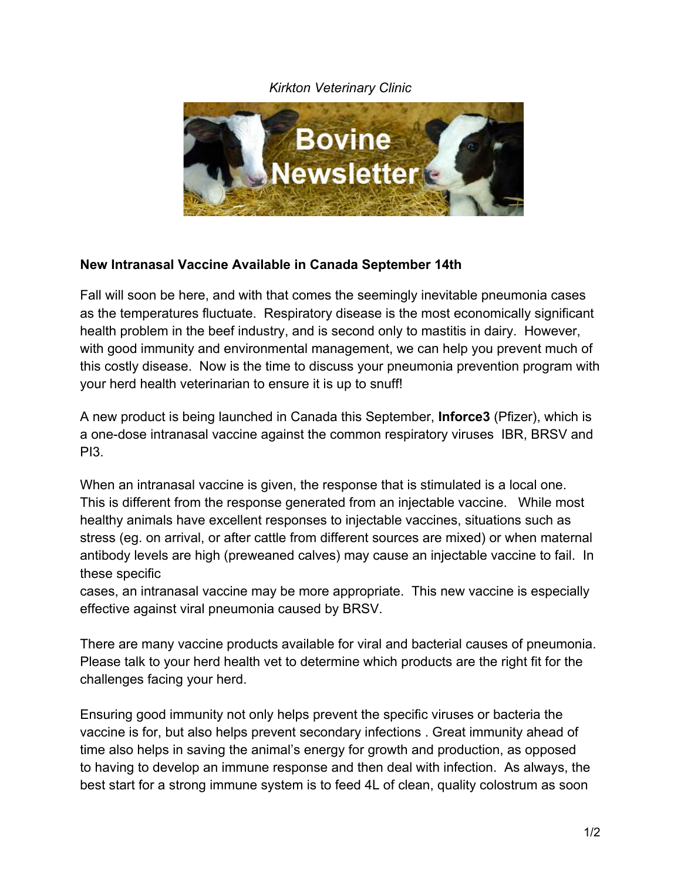*Kirkton Veterinary Clinic*

**New Intranasal Vaccine Available in Canada September 14th**

Fall will soon be here, and with that comes the seemingly inevitable pneumonia cases as the temperatures fluctuate. Respiratory disease is the most economically significant health problem in the beef industry, and is second only to mastitis in dairy. However, with good immunity and environmental management, we can help you prevent much of this costly disease. Now is the time to discuss your pneumonia prevention program with your herd health veterinarian to ensure it is up to snuff!

A new product is being launched in Canada this September, **Inforce3** (Pfizer), which is a one-dose intranasal vaccine against the common respiratory viruses IBR, BRSV and PI3.

When an intranasal vaccine is given, the response that is stimulated is a local one. This is different from the response generated from an injectable vaccine. While most healthy animals have excellent responses to injectable vaccines, situations such as stress (eg. on arrival, or after cattle from different sources are mixed) or when maternal antibody levels are high (preweaned calves) may cause an injectable vaccine to fail. In these specific cases, an intranasal vaccine may be more appropriate. This new vaccine is especially effective against viral pneumonia caused by BRSV.

There are many vaccine products available for viral and bacterial causes of pneumonia. Please talk to your herd health vet to determine which products are the right fit for the challenges facing your herd.

Ensuring good immunity not only helps prevent the specific viruses or bacteria the vaccine is for, but also helps prevent secondary infections . Great immunity ahead of time also helps in saving the animal's energy for growth and production, as opposed to having to develop an immune response and then deal with infection. As always, the best start for a strong immune system is to feed 4L of clean, quality colostrum as soon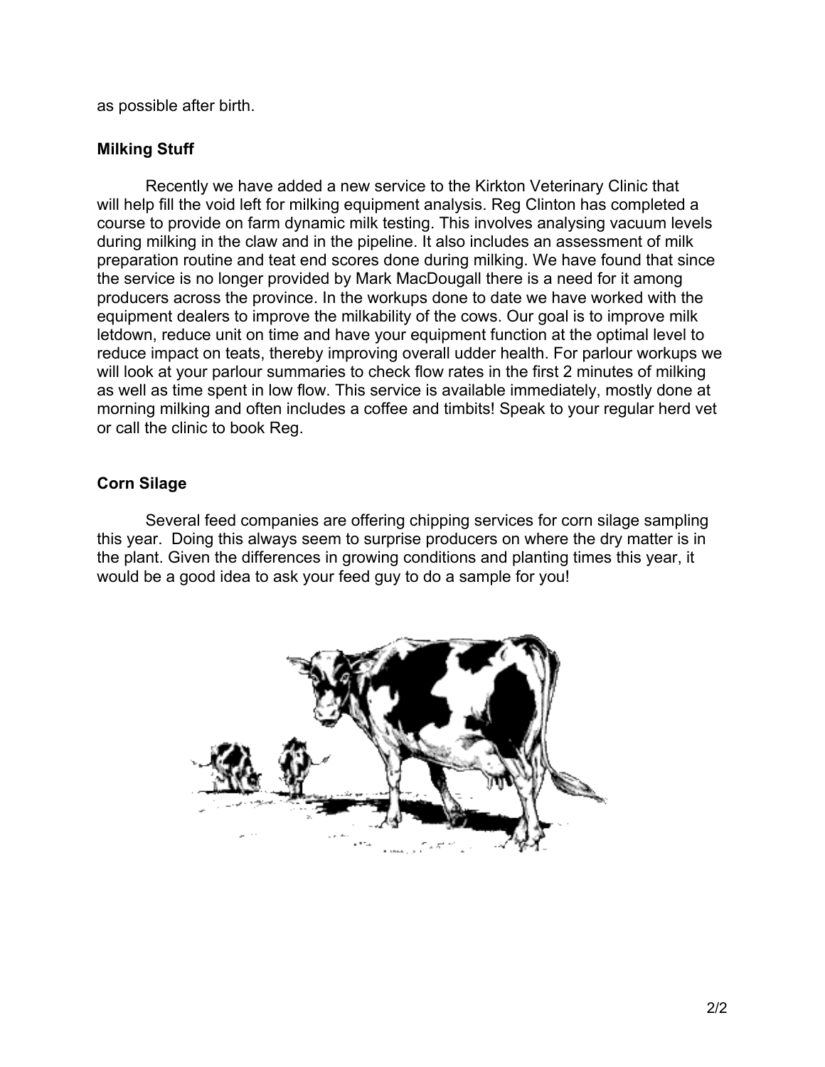as possible after birth.

**Milking Stuff**

Recently we have added a new service to the Kirkton Veterinary Clinic that will help fill the void left for milking equipment analysis. Reg Clinton has completed a course to provide on farm dynamic milk testing. This involves analysing vacuum levels during milking in the claw and in the pipeline. It also includes an assessment of milk preparation routine and teat end scores done during milking. We have found that since the service is no longer provided by Mark MacDougall there is a need for it among producers across the province. In the workups done to date we have worked with the equipment dealers to improve the milkability of the cows. Our goal is to improve milk letdown, reduce unit on time and have your equipment function at the optimal level to reduce impact on teats, thereby improving overall udder health. For parlour workups we will look at your parlour summaries to check flow rates in the first 2 minutes of milking as well as time spent in low flow. This service is available immediately, mostly done at morning milking and often includes a coffee and timbits! Speak to your regular herd vet or call the clinic to book Reg.

**Corn Silage**

Several feed companies are offering chipping services for corn silage sampling this year. Doing this always seem to surprise producers on where the dry matter is in the plant. Given the differences in growing conditions and planting times this year, it would be a good idea to ask your feed guy to do a sample for you!